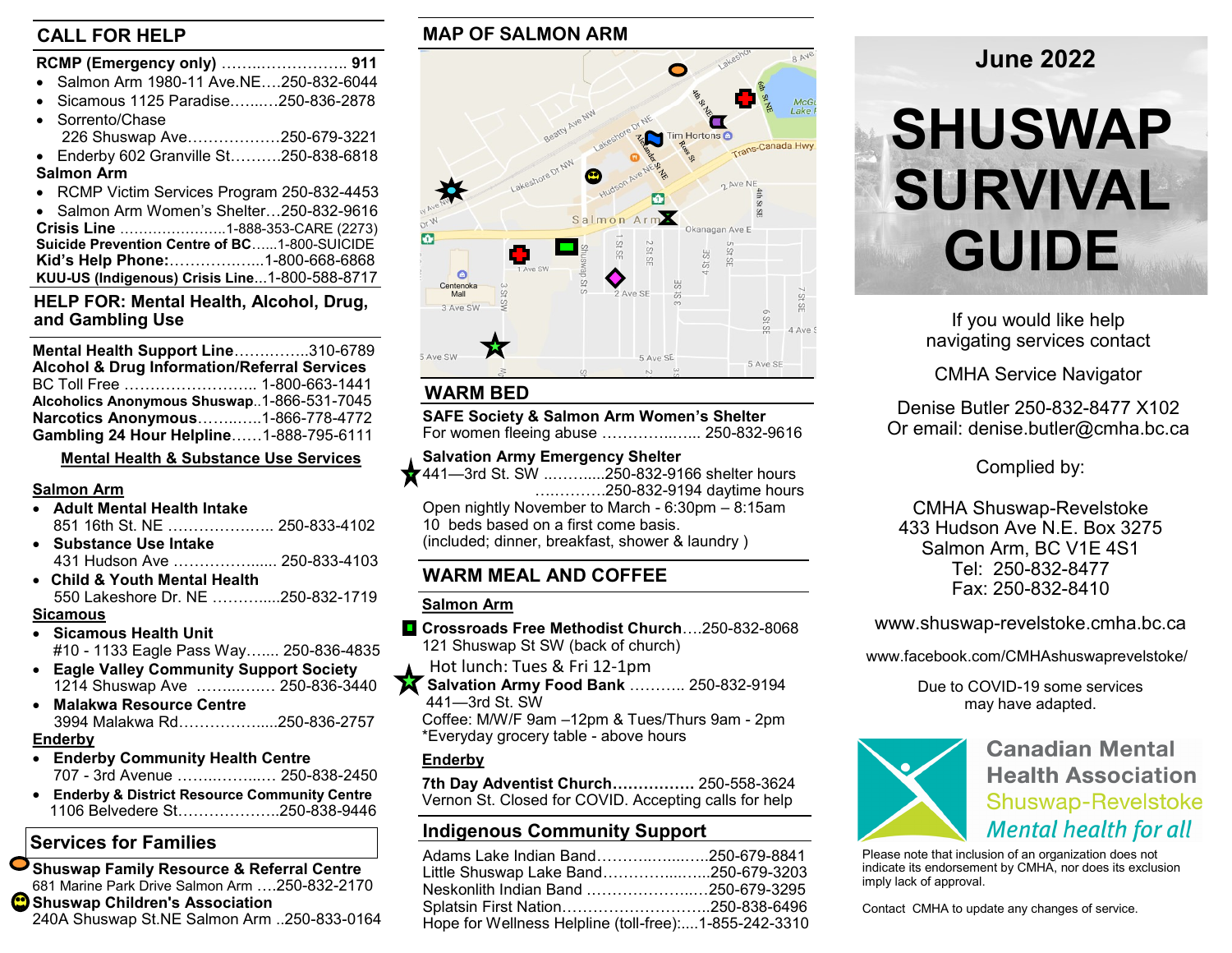## CALL FOR HELP

**RCMP (Emergency only)** ……..…………….. **911**

- Salmon Arm 1980-11 Ave.NE….250-832-6044
- Sicamous 1125 Paradise…...….250-836-2878
- Sorrento/Chase 226 Shuswap Ave………………250-679-3221
- Enderby 602 Granville St……….250-838-6818

**Salmon Arm**

- RCMP Victim Services Program 250-832-4453
- Salmon Arm Women's Shelter…250-832-9616

**Crisis Line** …………………..1-888-353-CARE (2273)
**Suicide Prevention Centre of BC**......1-800-SUICIDE
**Kid's Help Phone:**………………..1-800-668-6868
**KUU-US (Indigenous) Crisis Line**...1-800-588-8717

## HELP FOR: Mental Health, Alcohol, Drug, and Gambling Use

**Mental Health Support Line**…………..310-6789
**Alcohol & Drug Information/Referral Services**
BC Toll Free …………………….. 1-800-663-1441
**Alcoholics Anonymous Shuswap**..1-866-531-7045
**Narcotics Anonymous**……..…..1-866-778-4772
**Gambling 24 Hour Helpline**……1-888-795-6111

### Mental Health & Substance Use Services

**Salmon Arm**

- **Adult Mental Health Intake**
  851 16th St. NE ……………….. 250-833-4102
- **Substance Use Intake**
  431 Hudson Ave ……………..... 250-833-4103
- **Child & Youth Mental Health**
  550 Lakeshore Dr. NE ……….....250-832-1719

**Sicamous**

- **Sicamous Health Unit**
  #10 - 1133 Eagle Pass Way……. 250-836-4835
- **Eagle Valley Community Support Society**
  1214 Shuswap Ave …….……… 250-836-3440
- **Malakwa Resource Centre**
  3994 Malakwa Rd……………....250-836-2757

**Enderby**

- **Enderby Community Health Centre**
  707 - 3rd Avenue ……..………… 250-838-2450
- **Enderby & District Resource Community Centre**
  1106 Belvedere St………………..250-838-9446

## Services for Families

**Shuswap Family Resource & Referral Centre**
681 Marine Park Drive Salmon Arm ….250-832-2170
**Shuswap Children's Association**
240A Shuswap St.NE Salmon Arm ..250-833-0164

## MAP OF SALMON ARM

## WARM BED

**SAFE Society & Salmon Arm Women's Shelter**
For women fleeing abuse ……………...... 250-832-9616

**Salvation Army Emergency Shelter**
441—3rd St. SW ………....250-832-9166 shelter hours
…..……….250-832-9194 daytime hours
Open nightly November to March - 6:30pm – 8:15am
10 beds based on a first come basis.
(included; dinner, breakfast, shower & laundry )

## WARM MEAL AND COFFEE

**Salmon Arm**

**Crossroads Free Methodist Church**….250-832-8068
121 Shuswap St SW (back of church)
Hot lunch: Tues & Fri 12-1pm

**Salvation Army Food Bank** ……….. 250-832-9194
441—3rd St. SW
Coffee: M/W/F 9am –12pm & Tues/Thurs 9am - 2pm
*Everyday grocery table - above hours

**Enderby**

**7th Day Adventist Church…………….** 250-558-3624
Vernon St. Closed for COVID. Accepting calls for help

## Indigenous Community Support

Adams Lake Indian Band………………..250-679-8841
Little Shuswap Lake Band……………....250-679-3203
Neskonlith Indian Band ………………….250-679-3295
Splatsin First Nation………………………..250-838-6496
Hope for Wellness Helpline (toll-free):....1-855-242-3310

## June 2022

# SHUSWAP SURVIVAL GUIDE

If you would like help navigating services contact

CMHA Service Navigator

Denise Butler 250-832-8477 X102
Or email: denise.butler@cmha.bc.ca

Complied by:

CMHA Shuswap-Revelstoke
433 Hudson Ave N.E. Box 3275
Salmon Arm, BC V1E 4S1
Tel: 250-832-8477
Fax: 250-832-8410

www.shuswap-revelstoke.cmha.bc.ca

www.facebook.com/CMHAshuswaprevelstoke/

Due to COVID-19 some services may have adapted.

Canadian Mental Health Association
Shuswap-Revelstoke
*Mental health for all*

Please note that inclusion of an organization does not indicate its endorsement by CMHA, nor does its exclusion imply lack of approval.

Contact CMHA to update any changes of service.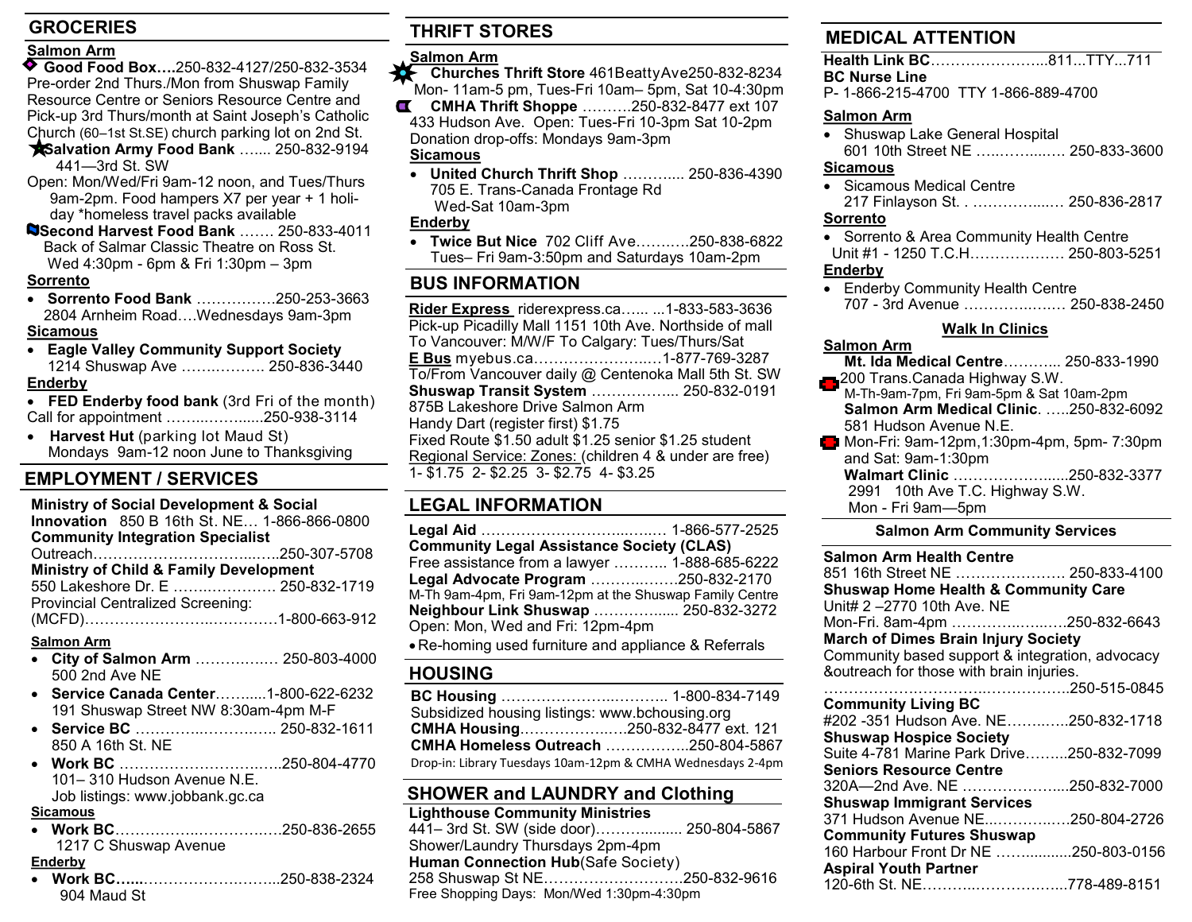## GROCERIES

**Salmon Arm**

**Good Food Box….**250-832-4127/250-832-3534
Pre-order 2nd Thurs./Mon from Shuswap Family Resource Centre or Seniors Resource Centre and Pick-up 3rd Thurs/month at Saint Joseph's Catholic Church (60–1st St.SE) church parking lot on 2nd St.

**Salvation Army Food Bank** ….... 250-832-9194
441—3rd St. SW
Open: Mon/Wed/Fri 9am-12 noon, and Tues/Thurs 9am-2pm. Food hampers X7 per year + 1 holi-day *homeless travel packs available

**Second Harvest Food Bank** ……. 250-833-4011
Back of Salmar Classic Theatre on Ross St.
Wed 4:30pm - 6pm & Fri 1:30pm – 3pm

**Sorrento**

- **Sorrento Food Bank** …………….250-253-3663
  2804 Arnheim Road….Wednesdays 9am-3pm

**Sicamous**

- **Eagle Valley Community Support Society**
  1214 Shuswap Ave …….………. 250-836-3440

**Enderby**

- **FED Enderby food bank** (3rd Fri of the month)
  Call for appointment ……..…….......250-938-3114
- **Harvest Hut** (parking lot Maud St)
  Mondays 9am-12 noon June to Thanksgiving

## EMPLOYMENT / SERVICES

**Ministry of Social Development & Social Innovation** 850 B 16th St. NE… 1-866-866-0800
**Community Integration Specialist**
Outreach…………………………..…...250-307-5708
**Ministry of Child & Family Development**
550 Lakeshore Dr. E ……..………… 250-832-1719
Provincial Centralized Screening:
(MCFD)…………………….…………1-800-663-912

**Salmon Arm**

- **City of Salmon Arm** ……………. 250-803-4000
  500 2nd Ave NE
- **Service Canada Center**……....1-800-622-6232
  191 Shuswap Street NW 8:30am-4pm M-F
- **Service BC** …………..……….….. 250-832-1611
  850 A 16th St. NE
- **Work BC** ……………………….….250-804-4770
  101– 310 Hudson Avenue N.E.
  Job listings: www.jobbank.gc.ca

**Sicamous**

- **Work BC**……………..…………….250-836-2655
  1217 C Shuswap Avenue

**Enderby**

- **Work BC…...**……………….……...250-838-2324
  904 Maud St

## THRIFT STORES

**Salmon Arm**

**Churches Thrift Store** 461BeattyAve250-832-8234
Mon- 11am-5 pm, Tues-Fri 10am– 5pm, Sat 10-4:30pm

**CMHA Thrift Shoppe** ……….250-832-8477 ext 107
433 Hudson Ave. Open: Tues-Fri 10-3pm Sat 10-2pm
Donation drop-offs: Mondays 9am-3pm

**Sicamous**

- **United Church Thrift Shop** ………... 250-836-4390
  705 E. Trans-Canada Frontage Rd
  Wed-Sat 10am-3pm

**Enderby**

- **Twice But Nice** 702 Cliff Ave………..250-838-6822
  Tues– Fri 9am-3:50pm and Saturdays 10am-2pm

## BUS INFORMATION

**Rider Express** riderexpress.ca…... ...1-833-583-3636
Pick-up Picadilly Mall 1151 10th Ave. Northside of mall
To Vancouver: M/W/F To Calgary: Tues/Thurs/Sat
**E Bus** myebus.ca……………………..…1-877-769-3287
To/From Vancouver daily @ Centenoka Mall 5th St. SW
**Shuswap Transit System** …………….... 250-832-0191
875B Lakeshore Drive Salmon Arm
Handy Dart (register first) $1.75
Fixed Route $1.50 adult $1.25 senior $1.25 student
Regional Service: Zones: (children 4 & under are free)
1- $1.75 2- $2.25 3- $2.75 4- $3.25

## LEGAL INFORMATION

**Legal Aid** ………………………..…..… 1-866-577-2525
**Community Legal Assistance Society (CLAS)**
Free assistance from a lawyer ……….. 1-888-685-6222
**Legal Advocate Program** ………..……250-832-2170
M-Th 9am-4pm, Fri 9am-12pm at the Shuswap Family Centre
**Neighbour Link Shuswap** ……………..... 250-832-3272
Open: Mon, Wed and Fri: 12pm-4pm

- Re-homing used furniture and appliance & Referrals

## HOUSING

**BC Housing** ………………….…..……….. 1-800-834-7149
Subsidized housing listings: www.bchousing.org
**CMHA Housing**……………….….250-832-8477 ext. 121
**CMHA Homeless Outreach** ……………..250-804-5867
Drop-in: Library Tuesdays 10am-12pm & CMHA Wednesdays 2-4pm

## SHOWER and LAUNDRY and Clothing

**Lighthouse Community Ministries**
441– 3rd St. SW (side door)………......... 250-804-5867
Shower/Laundry Thursdays 2pm-4pm
**Human Connection Hub**(Safe Society)
258 Shuswap St NE……………………….250-832-9616
Free Shopping Days: Mon/Wed 1:30pm-4:30pm

## MEDICAL ATTENTION

**Health Link BC**…………………...811...TTY...711
**BC Nurse Line**
P- 1-866-215-4700 TTY 1-866-889-4700

**Salmon Arm**

- Shuswap Lake General Hospital
  601 10th Street NE …..……...…. 250-833-3600

**Sicamous**

- Sicamous Medical Centre
  217 Finlayson St. . ……………..… 250-836-2817

**Sorrento**

- Sorrento & Area Community Health Centre
  Unit #1 - 1250 T.C.H………………. 250-803-5251

**Enderby**

- Enderby Community Health Centre
  707 - 3rd Avenue ……………..…… 250-838-2450

### Walk In Clinics

**Salmon Arm**

**Mt. Ida Medical Centre**……….. 250-833-1990
200 Trans.Canada Highway S.W.
M-Th-9am-7pm, Fri 9am-5pm & Sat 10am-2pm

**Salmon Arm Medical Clinic**. …..250-832-6092
581 Hudson Avenue N.E.
Mon-Fri: 9am-12pm,1:30pm-4pm, 5pm- 7:30pm and Sat: 9am-1:30pm

**Walmart Clinic** …………………...250-832-3377
2991 10th Ave T.C. Highway S.W.
Mon - Fri 9am—5pm

### Salmon Arm Community Services

**Salmon Arm Health Centre**
851 16th Street NE …………………. 250-833-4100
**Shuswap Home Health & Community Care**
Unit# 2 –2770 10th Ave. NE
Mon-Fri. 8am-4pm ……………..…..…250-832-6643
**March of Dimes Brain Injury Society**
Community based support & integration, advocacy &outreach for those with brain injuries.
…………………………..……………..250-515-0845
**Community Living BC**
#202 -351 Hudson Ave. NE……..…..250-832-1718
**Shuswap Hospice Society**
Suite 4-781 Marine Park Drive……...250-832-7099
**Seniors Resource Centre**
320A—2nd Ave. NE ………………....250-832-7000
**Shuswap Immigrant Services**
371 Hudson Avenue NE..………..….250-804-2726
**Community Futures Shuswap**
160 Harbour Front Dr NE ……..........250-803-0156
**Aspiral Youth Partner**
120-6th St. NE………..………………..778-489-8151